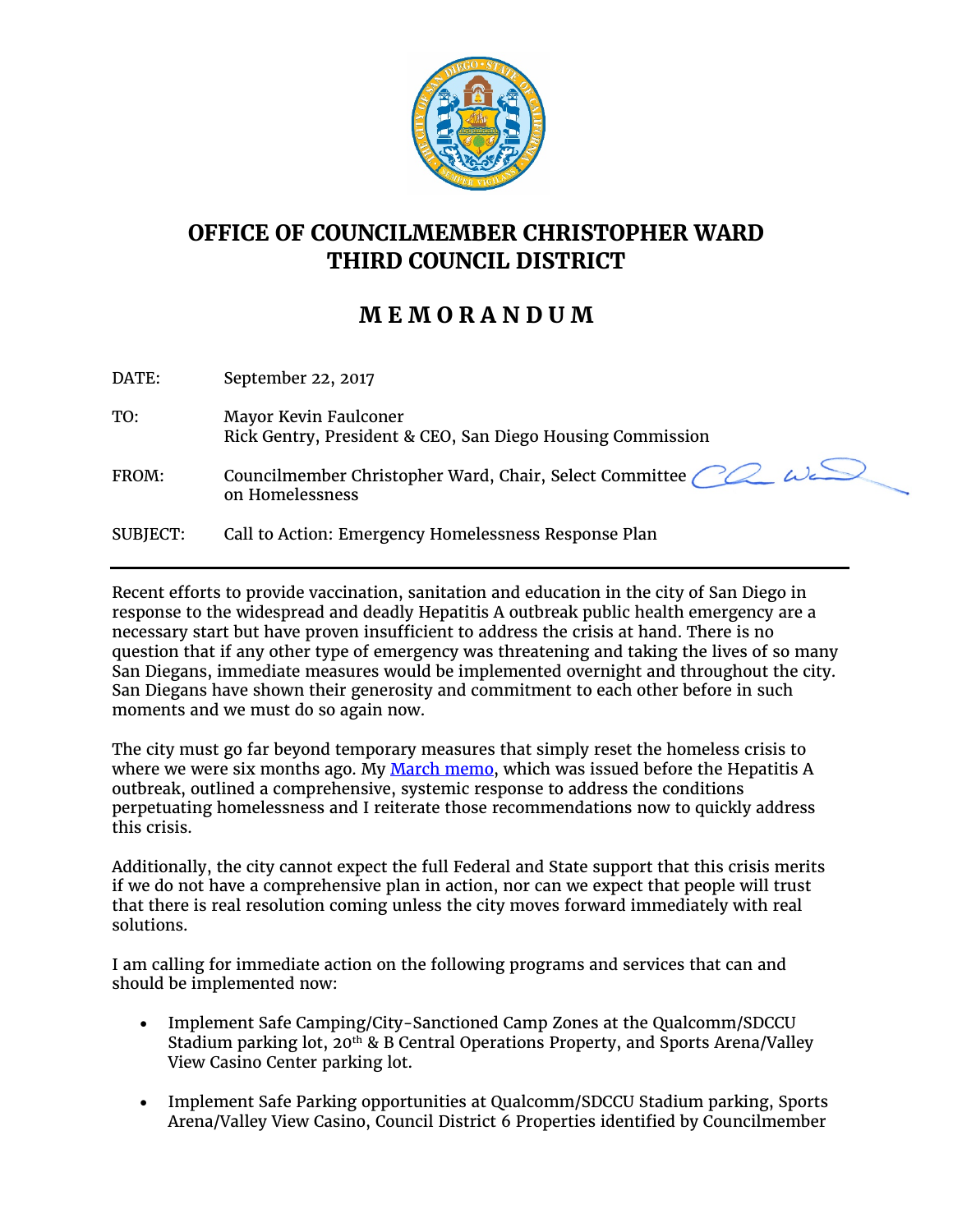# OFFICE OF COUNCILMEMBER CHRISTOPHER WARD
# THIRD COUNCIL DISTRICT

## M E M O R A N D U M

DATE: September 22, 2017

TO: Mayor Kevin Faulconer
Rick Gentry, President & CEO, San Diego Housing Commission

FROM: Councilmember Christopher Ward, Chair, Select Committee on Homelessness

SUBJECT: Call to Action: Emergency Homelessness Response Plan

---

Recent efforts to provide vaccination, sanitation and education in the city of San Diego in response to the widespread and deadly Hepatitis A outbreak public health emergency are a necessary start but have proven insufficient to address the crisis at hand. There is no question that if any other type of emergency was threatening and taking the lives of so many San Diegans, immediate measures would be implemented overnight and throughout the city. San Diegans have shown their generosity and commitment to each other before in such moments and we must do so again now.

The city must go far beyond temporary measures that simply reset the homeless crisis to where we were six months ago. My March memo, which was issued before the Hepatitis A outbreak, outlined a comprehensive, systemic response to address the conditions perpetuating homelessness and I reiterate those recommendations now to quickly address this crisis.

Additionally, the city cannot expect the full Federal and State support that this crisis merits if we do not have a comprehensive plan in action, nor can we expect that people will trust that there is real resolution coming unless the city moves forward immediately with real solutions.

I am calling for immediate action on the following programs and services that can and should be implemented now:

- Implement Safe Camping/City-Sanctioned Camp Zones at the Qualcomm/SDCCU Stadium parking lot, 20th & B Central Operations Property, and Sports Arena/Valley View Casino Center parking lot.

- Implement Safe Parking opportunities at Qualcomm/SDCCU Stadium parking, Sports Arena/Valley View Casino, Council District 6 Properties identified by Councilmember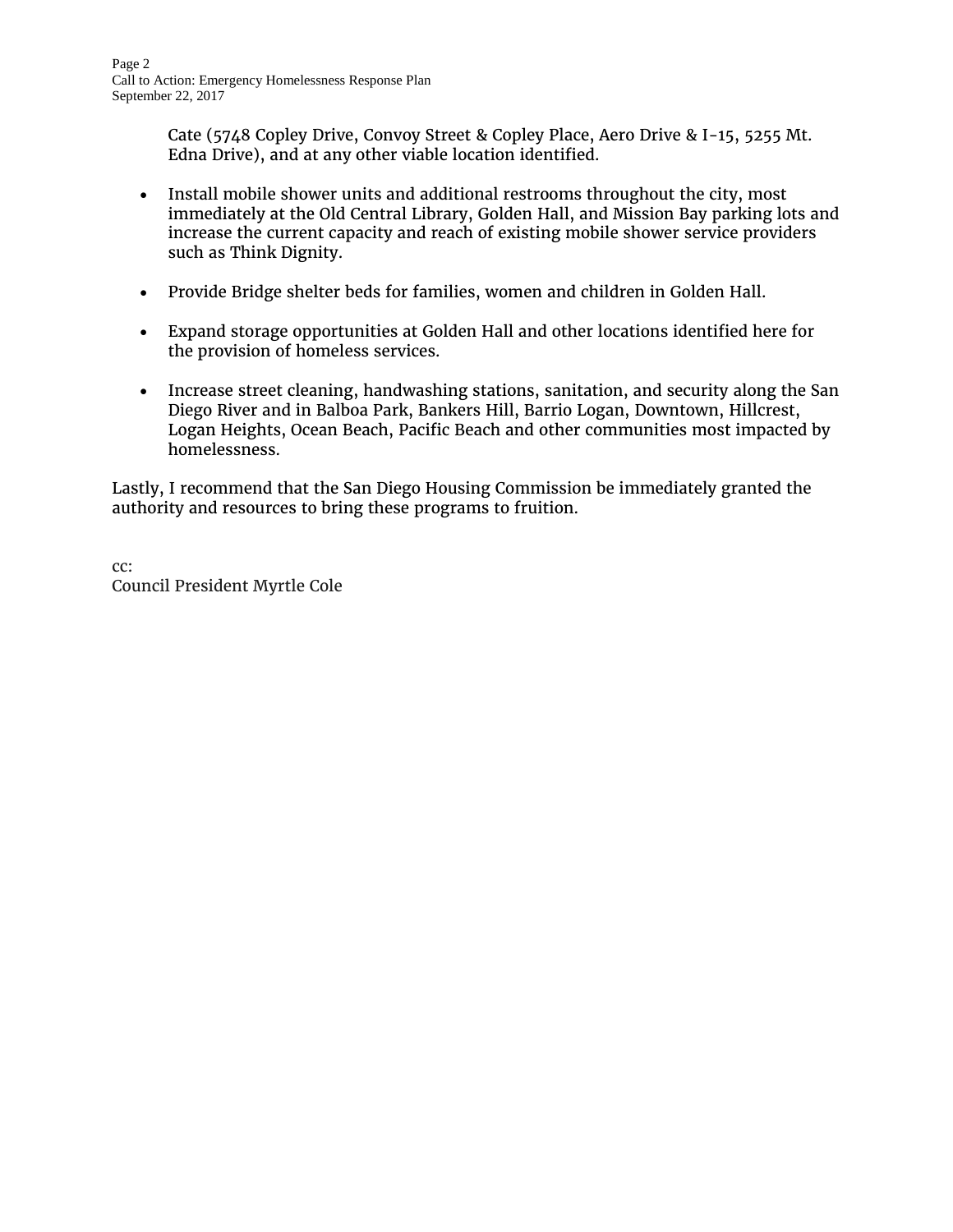Cate (5748 Copley Drive, Convoy Street & Copley Place, Aero Drive & I-15, 5255 Mt. Edna Drive), and at any other viable location identified.

- Install mobile shower units and additional restrooms throughout the city, most immediately at the Old Central Library, Golden Hall, and Mission Bay parking lots and increase the current capacity and reach of existing mobile shower service providers such as Think Dignity.

- Provide Bridge shelter beds for families, women and children in Golden Hall.

- Expand storage opportunities at Golden Hall and other locations identified here for the provision of homeless services.

- Increase street cleaning, handwashing stations, sanitation, and security along the San Diego River and in Balboa Park, Bankers Hill, Barrio Logan, Downtown, Hillcrest, Logan Heights, Ocean Beach, Pacific Beach and other communities most impacted by homelessness.

Lastly, I recommend that the San Diego Housing Commission be immediately granted the authority and resources to bring these programs to fruition.

cc:
Council President Myrtle Cole